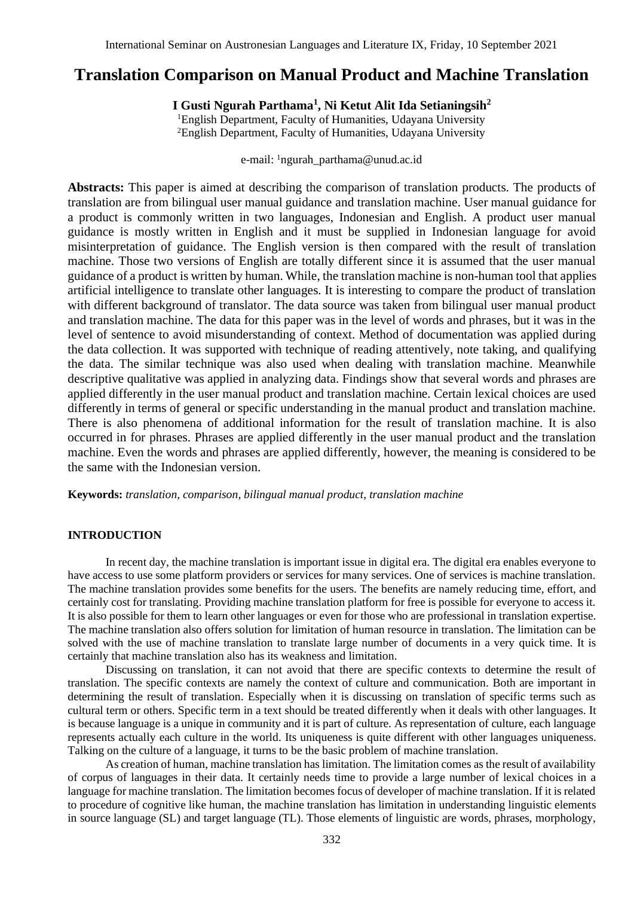# Translation Comparison on Manual Product and Machine Translation

**I Gusti Ngurah Parthama[1], Ni Ketut Alit Ida Setianingsih[2]**

[1]English Department, Faculty of Humanities, Udayana University
[2]English Department, Faculty of Humanities, Udayana University

e-mail: [1]ngurah_parthama@unud.ac.id

**Abstracts:** This paper is aimed at describing the comparison of translation products. The products of translation are from bilingual user manual guidance and translation machine. User manual guidance for a product is commonly written in two languages, Indonesian and English. A product user manual guidance is mostly written in English and it must be supplied in Indonesian language for avoid misinterpretation of guidance. The English version is then compared with the result of translation machine. Those two versions of English are totally different since it is assumed that the user manual guidance of a product is written by human. While, the translation machine is non-human tool that applies artificial intelligence to translate other languages. It is interesting to compare the product of translation with different background of translator. The data source was taken from bilingual user manual product and translation machine. The data for this paper was in the level of words and phrases, but it was in the level of sentence to avoid misunderstanding of context. Method of documentation was applied during the data collection. It was supported with technique of reading attentively, note taking, and qualifying the data. The similar technique was also used when dealing with translation machine. Meanwhile descriptive qualitative was applied in analyzing data. Findings show that several words and phrases are applied differently in the user manual product and translation machine. Certain lexical choices are used differently in terms of general or specific understanding in the manual product and translation machine. There is also phenomena of additional information for the result of translation machine. It is also occurred in for phrases. Phrases are applied differently in the user manual product and the translation machine. Even the words and phrases are applied differently, however, the meaning is considered to be the same with the Indonesian version.

**Keywords:** *translation, comparison, bilingual manual product, translation machine*

## INTRODUCTION

In recent day, the machine translation is important issue in digital era. The digital era enables everyone to have access to use some platform providers or services for many services. One of services is machine translation. The machine translation provides some benefits for the users. The benefits are namely reducing time, effort, and certainly cost for translating. Providing machine translation platform for free is possible for everyone to access it. It is also possible for them to learn other languages or even for those who are professional in translation expertise. The machine translation also offers solution for limitation of human resource in translation. The limitation can be solved with the use of machine translation to translate large number of documents in a very quick time. It is certainly that machine translation also has its weakness and limitation.

Discussing on translation, it can not avoid that there are specific contexts to determine the result of translation. The specific contexts are namely the context of culture and communication. Both are important in determining the result of translation. Especially when it is discussing on translation of specific terms such as cultural term or others. Specific term in a text should be treated differently when it deals with other languages. It is because language is a unique in community and it is part of culture. As representation of culture, each language represents actually each culture in the world. Its uniqueness is quite different with other languages uniqueness. Talking on the culture of a language, it turns to be the basic problem of machine translation.

As creation of human, machine translation has limitation. The limitation comes as the result of availability of corpus of languages in their data. It certainly needs time to provide a large number of lexical choices in a language for machine translation. The limitation becomes focus of developer of machine translation. If it is related to procedure of cognitive like human, the machine translation has limitation in understanding linguistic elements in source language (SL) and target language (TL). Those elements of linguistic are words, phrases, morphology,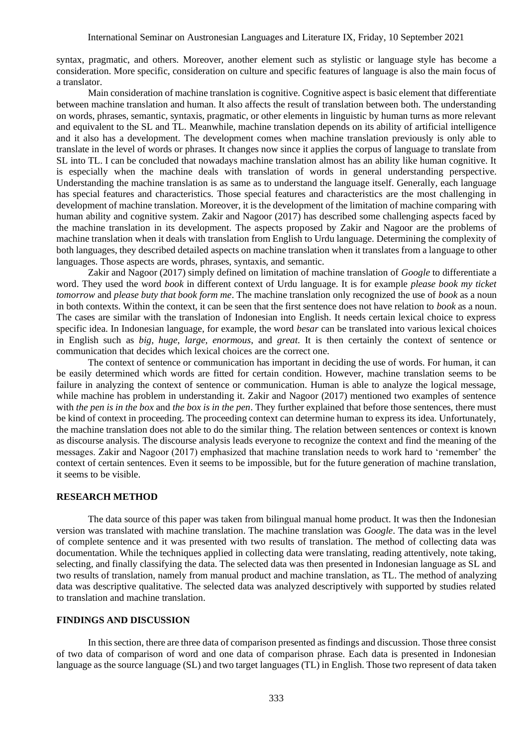syntax, pragmatic, and others. Moreover, another element such as stylistic or language style has become a consideration. More specific, consideration on culture and specific features of language is also the main focus of a translator.

Main consideration of machine translation is cognitive. Cognitive aspect is basic element that differentiate between machine translation and human. It also affects the result of translation between both. The understanding on words, phrases, semantic, syntaxis, pragmatic, or other elements in linguistic by human turns as more relevant and equivalent to the SL and TL. Meanwhile, machine translation depends on its ability of artificial intelligence and it also has a development. The development comes when machine translation previously is only able to translate in the level of words or phrases. It changes now since it applies the corpus of language to translate from SL into TL. I can be concluded that nowadays machine translation almost has an ability like human cognitive. It is especially when the machine deals with translation of words in general understanding perspective. Understanding the machine translation is as same as to understand the language itself. Generally, each language has special features and characteristics. Those special features and characteristics are the most challenging in development of machine translation. Moreover, it is the development of the limitation of machine comparing with human ability and cognitive system. Zakir and Nagoor (2017) has described some challenging aspects faced by the machine translation in its development. The aspects proposed by Zakir and Nagoor are the problems of machine translation when it deals with translation from English to Urdu language. Determining the complexity of both languages, they described detailed aspects on machine translation when it translates from a language to other languages. Those aspects are words, phrases, syntaxis, and semantic.

Zakir and Nagoor (2017) simply defined on limitation of machine translation of *Google* to differentiate a word. They used the word *book* in different context of Urdu language. It is for example *please book my ticket tomorrow* and *please buty that book form me*. The machine translation only recognized the use of *book* as a noun in both contexts. Within the context, it can be seen that the first sentence does not have relation to *book* as a noun. The cases are similar with the translation of Indonesian into English. It needs certain lexical choice to express specific idea. In Indonesian language, for example, the word *besar* can be translated into various lexical choices in English such as *big*, *huge*, *large*, *enormous*, and *great*. It is then certainly the context of sentence or communication that decides which lexical choices are the correct one.

The context of sentence or communication has important in deciding the use of words. For human, it can be easily determined which words are fitted for certain condition. However, machine translation seems to be failure in analyzing the context of sentence or communication. Human is able to analyze the logical message, while machine has problem in understanding it. Zakir and Nagoor (2017) mentioned two examples of sentence with *the pen is in the box* and *the box is in the pen*. They further explained that before those sentences, there must be kind of context in proceeding. The proceeding context can determine human to express its idea. Unfortunately, the machine translation does not able to do the similar thing. The relation between sentences or context is known as discourse analysis. The discourse analysis leads everyone to recognize the context and find the meaning of the messages. Zakir and Nagoor (2017) emphasized that machine translation needs to work hard to 'remember' the context of certain sentences. Even it seems to be impossible, but for the future generation of machine translation, it seems to be visible.

## RESEARCH METHOD

The data source of this paper was taken from bilingual manual home product. It was then the Indonesian version was translated with machine translation. The machine translation was *Google*. The data was in the level of complete sentence and it was presented with two results of translation. The method of collecting data was documentation. While the techniques applied in collecting data were translating, reading attentively, note taking, selecting, and finally classifying the data. The selected data was then presented in Indonesian language as SL and two results of translation, namely from manual product and machine translation, as TL. The method of analyzing data was descriptive qualitative. The selected data was analyzed descriptively with supported by studies related to translation and machine translation.

## FINDINGS AND DISCUSSION

In this section, there are three data of comparison presented as findings and discussion. Those three consist of two data of comparison of word and one data of comparison phrase. Each data is presented in Indonesian language as the source language (SL) and two target languages (TL) in English. Those two represent of data taken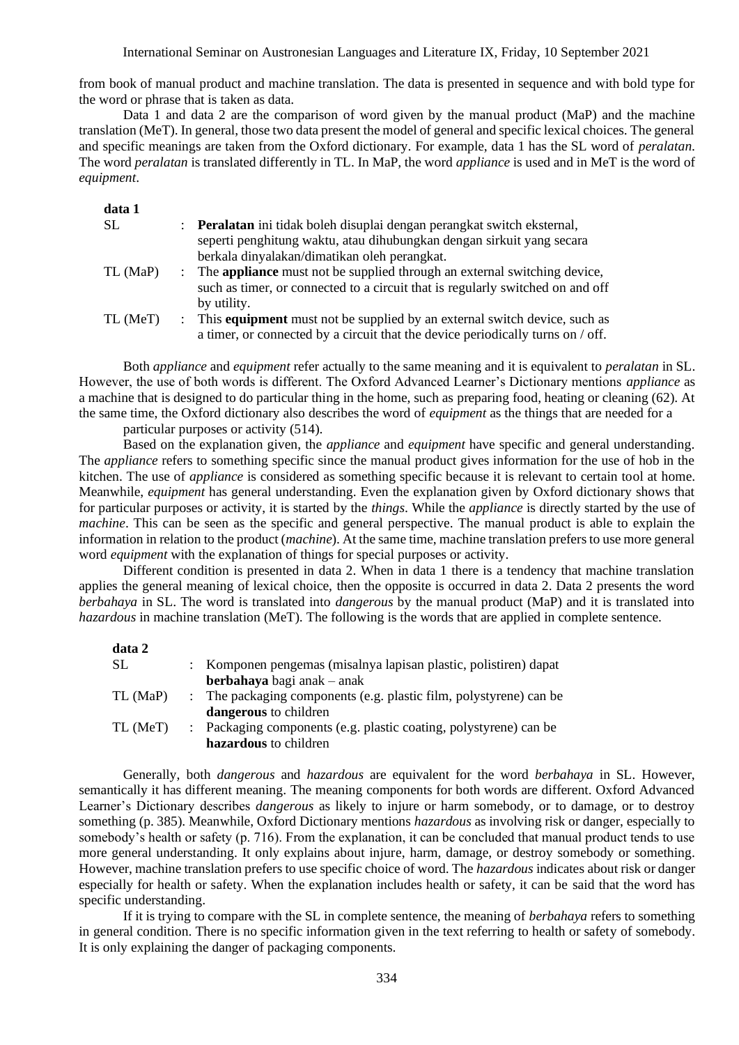from book of manual product and machine translation. The data is presented in sequence and with bold type for the word or phrase that is taken as data.

Data 1 and data 2 are the comparison of word given by the manual product (MaP) and the machine translation (MeT). In general, those two data present the model of general and specific lexical choices. The general and specific meanings are taken from the Oxford dictionary. For example, data 1 has the SL word of *peralatan*. The word *peralatan* is translated differently in TL. In MaP, the word *appliance* is used and in MeT is the word of *equipment*.

**data 1**

| | | |
|---|---|---|
| SL | : | **Peralatan** ini tidak boleh disuplai dengan perangkat switch eksternal, seperti penghitung waktu, atau dihubungkan dengan sirkuit yang secara berkala dinyalakan/dimatikan oleh perangkat. |
| TL (MaP) | : | The **appliance** must not be supplied through an external switching device, such as timer, or connected to a circuit that is regularly switched on and off by utility. |
| TL (MeT) | : | This **equipment** must not be supplied by an external switch device, such as a timer, or connected by a circuit that the device periodically turns on / off. |

Both *appliance* and *equipment* refer actually to the same meaning and it is equivalent to *peralatan* in SL. However, the use of both words is different. The Oxford Advanced Learner's Dictionary mentions *appliance* as a machine that is designed to do particular thing in the home, such as preparing food, heating or cleaning (62). At the same time, the Oxford dictionary also describes the word of *equipment* as the things that are needed for a particular purposes or activity (514).

Based on the explanation given, the *appliance* and *equipment* have specific and general understanding. The *appliance* refers to something specific since the manual product gives information for the use of hob in the kitchen. The use of *appliance* is considered as something specific because it is relevant to certain tool at home. Meanwhile, *equipment* has general understanding. Even the explanation given by Oxford dictionary shows that for particular purposes or activity, it is started by the *things*. While the *appliance* is directly started by the use of *machine*. This can be seen as the specific and general perspective. The manual product is able to explain the information in relation to the product (*machine*). At the same time, machine translation prefers to use more general word *equipment* with the explanation of things for special purposes or activity.

Different condition is presented in data 2. When in data 1 there is a tendency that machine translation applies the general meaning of lexical choice, then the opposite is occurred in data 2. Data 2 presents the word *berbahaya* in SL. The word is translated into *dangerous* by the manual product (MaP) and it is translated into *hazardous* in machine translation (MeT). The following is the words that are applied in complete sentence.

**data 2**

| | | |
|---|---|---|
| SL | : | Komponen pengemas (misalnya lapisan plastic, polistiren) dapat **berbahaya** bagi anak – anak |
| TL (MaP) | : | The packaging components (e.g. plastic film, polystyrene) can be **dangerous** to children |
| TL (MeT) | : | Packaging components (e.g. plastic coating, polystyrene) can be **hazardous** to children |

Generally, both *dangerous* and *hazardous* are equivalent for the word *berbahaya* in SL. However, semantically it has different meaning. The meaning components for both words are different. Oxford Advanced Learner's Dictionary describes *dangerous* as likely to injure or harm somebody, or to damage, or to destroy something (p. 385). Meanwhile, Oxford Dictionary mentions *hazardous* as involving risk or danger, especially to somebody's health or safety (p. 716). From the explanation, it can be concluded that manual product tends to use more general understanding. It only explains about injure, harm, damage, or destroy somebody or something. However, machine translation prefers to use specific choice of word. The *hazardous* indicates about risk or danger especially for health or safety. When the explanation includes health or safety, it can be said that the word has specific understanding.

If it is trying to compare with the SL in complete sentence, the meaning of *berbahaya* refers to something in general condition. There is no specific information given in the text referring to health or safety of somebody. It is only explaining the danger of packaging components.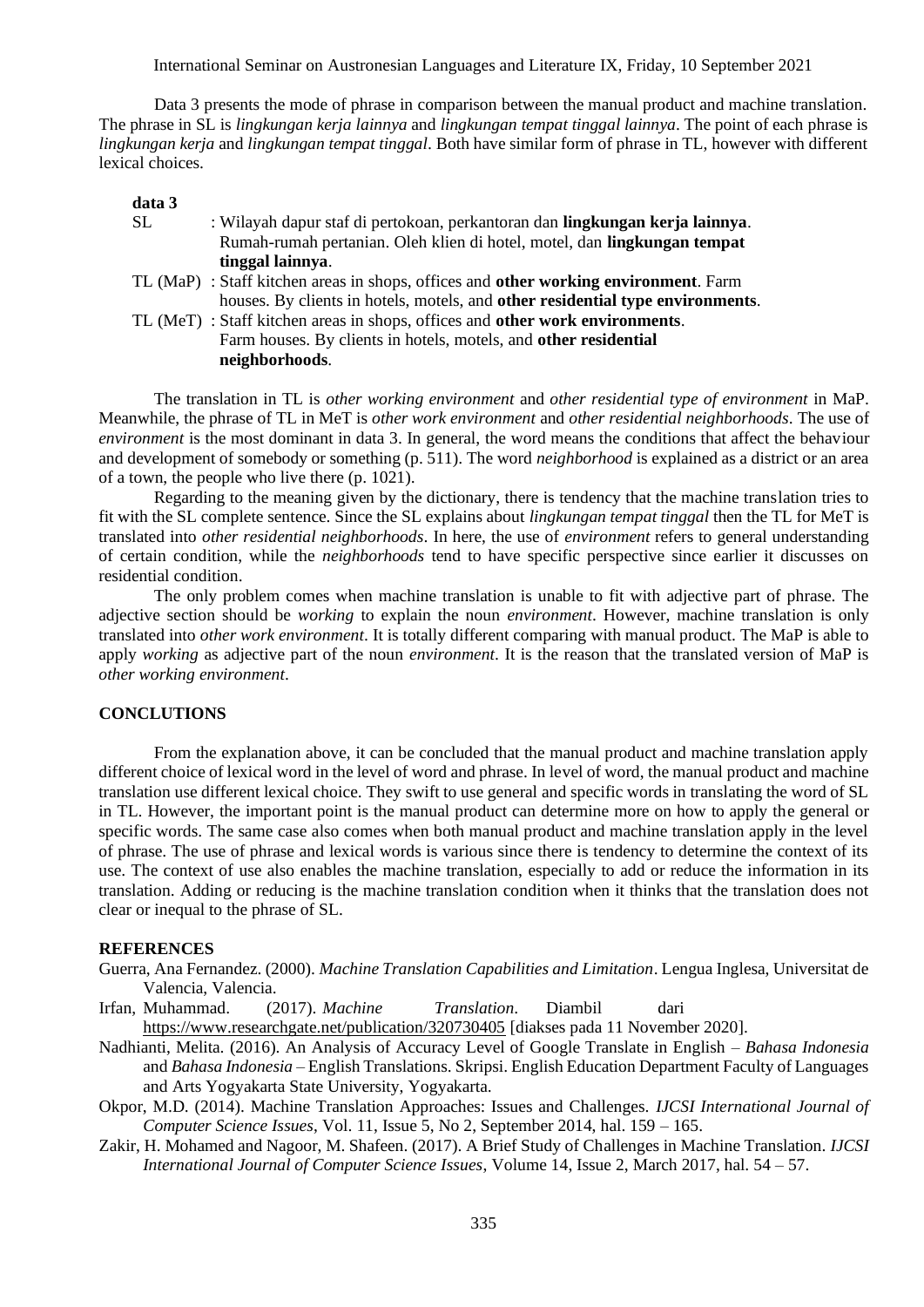Data 3 presents the mode of phrase in comparison between the manual product and machine translation. The phrase in SL is *lingkungan kerja lainnya* and *lingkungan tempat tinggal lainnya*. The point of each phrase is *lingkungan kerja* and *lingkungan tempat tinggal*. Both have similar form of phrase in TL, however with different lexical choices.

**data 3**

SL : Wilayah dapur staf di pertokoan, perkantoran dan **lingkungan kerja lainnya**. Rumah-rumah pertanian. Oleh klien di hotel, motel, dan **lingkungan tempat tinggal lainnya**.

TL (MaP) : Staff kitchen areas in shops, offices and **other working environment**. Farm houses. By clients in hotels, motels, and **other residential type environments**.

TL (MeT) : Staff kitchen areas in shops, offices and **other work environments**. Farm houses. By clients in hotels, motels, and **other residential neighborhoods**.

The translation in TL is *other working environment* and *other residential type of environment* in MaP. Meanwhile, the phrase of TL in MeT is *other work environment* and *other residential neighborhoods*. The use of *environment* is the most dominant in data 3. In general, the word means the conditions that affect the behaviour and development of somebody or something (p. 511). The word *neighborhood* is explained as a district or an area of a town, the people who live there (p. 1021).

Regarding to the meaning given by the dictionary, there is tendency that the machine translation tries to fit with the SL complete sentence. Since the SL explains about *lingkungan tempat tinggal* then the TL for MeT is translated into *other residential neighborhoods*. In here, the use of *environment* refers to general understanding of certain condition, while the *neighborhoods* tend to have specific perspective since earlier it discusses on residential condition.

The only problem comes when machine translation is unable to fit with adjective part of phrase. The adjective section should be *working* to explain the noun *environment*. However, machine translation is only translated into *other work environment*. It is totally different comparing with manual product. The MaP is able to apply *working* as adjective part of the noun *environment*. It is the reason that the translated version of MaP is *other working environment*.

## CONCLUTIONS

From the explanation above, it can be concluded that the manual product and machine translation apply different choice of lexical word in the level of word and phrase. In level of word, the manual product and machine translation use different lexical choice. They swift to use general and specific words in translating the word of SL in TL. However, the important point is the manual product can determine more on how to apply the general or specific words. The same case also comes when both manual product and machine translation apply in the level of phrase. The use of phrase and lexical words is various since there is tendency to determine the context of its use. The context of use also enables the machine translation, especially to add or reduce the information in its translation. Adding or reducing is the machine translation condition when it thinks that the translation does not clear or inequal to the phrase of SL.

## REFERENCES

Guerra, Ana Fernandez. (2000). *Machine Translation Capabilities and Limitation*. Lengua Inglesa, Universitat de Valencia, Valencia.

Irfan, Muhammad. (2017). *Machine Translation*. Diambil dari https://www.researchgate.net/publication/320730405 [diakses pada 11 November 2020].

Nadhianti, Melita. (2016). An Analysis of Accuracy Level of Google Translate in English – *Bahasa Indonesia* and *Bahasa Indonesia* – English Translations. Skripsi. English Education Department Faculty of Languages and Arts Yogyakarta State University, Yogyakarta.

Okpor, M.D. (2014). Machine Translation Approaches: Issues and Challenges. *IJCSI International Journal of Computer Science Issues*, Vol. 11, Issue 5, No 2, September 2014, hal. 159 – 165.

Zakir, H. Mohamed and Nagoor, M. Shafeen. (2017). A Brief Study of Challenges in Machine Translation. *IJCSI International Journal of Computer Science Issues*, Volume 14, Issue 2, March 2017, hal. 54 – 57.